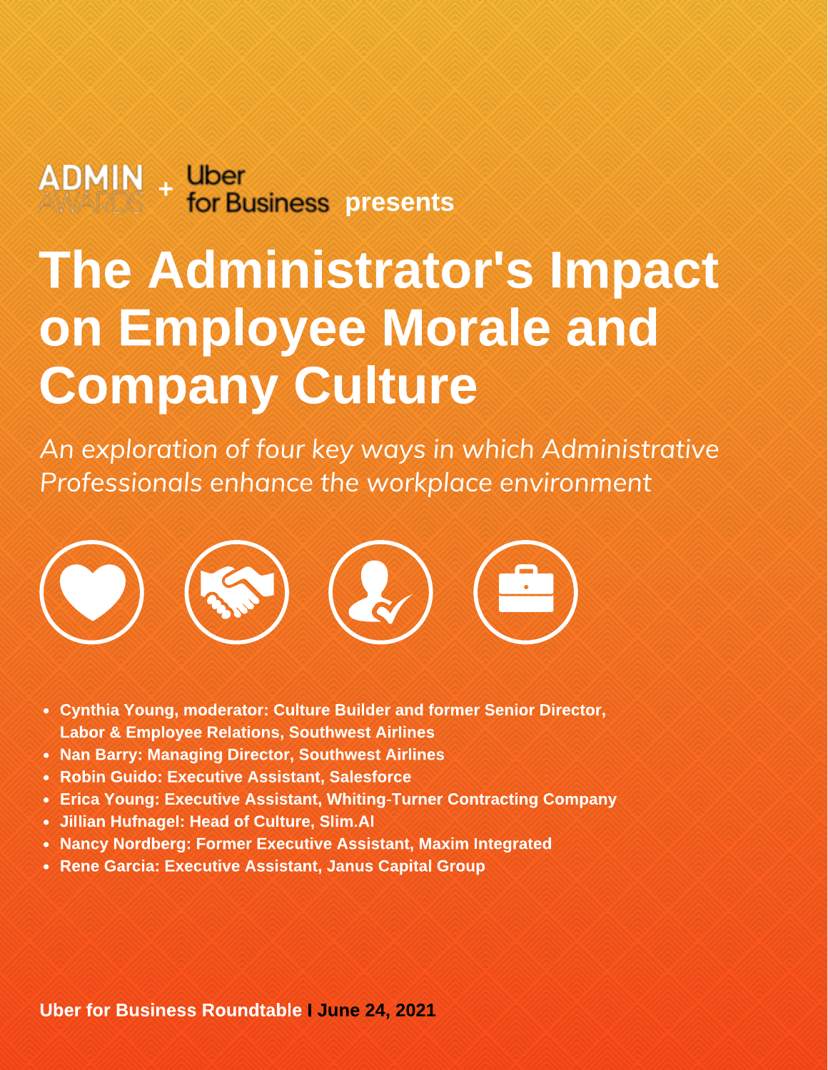ADMIN AWARDS + Uber for Business **presents**

# The Administrator's Impact on Employee Morale and Company Culture

*An exploration of four key ways in which Administrative Professionals enhance the workplace environment*

- **Cynthia Young, moderator: Culture Builder and former Senior Director, Labor & Employee Relations, Southwest Airlines**
- **Nan Barry: Managing Director, Southwest Airlines**
- **Robin Guido: Executive Assistant, Salesforce**
- **Erica Young: Executive Assistant, Whiting-Turner Contracting Company**
- **Jillian Hufnagel: Head of Culture, Slim.AI**
- **Nancy Nordberg: Former Executive Assistant, Maxim Integrated**
- **Rene Garcia: Executive Assistant, Janus Capital Group**

**Uber for Business Roundtable | June 24, 2021**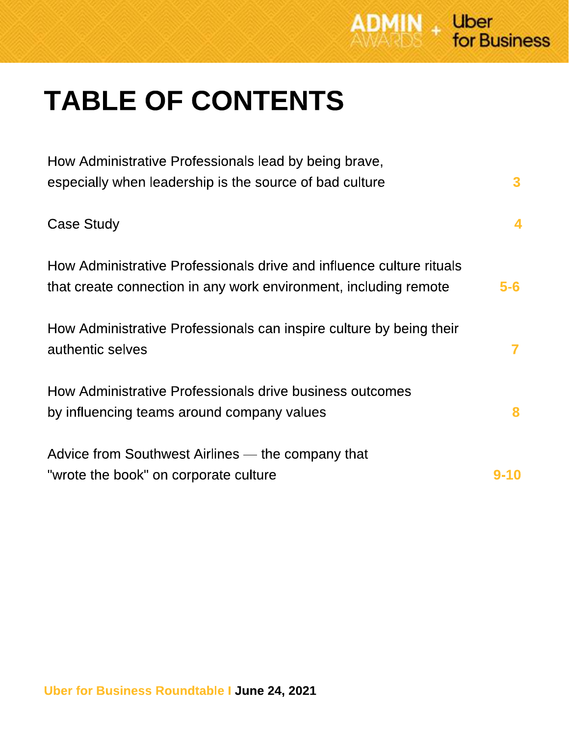# TABLE OF CONTENTS

| | |
|---|---|
| How Administrative Professionals lead by being brave, especially when leadership is the source of bad culture | 3 |
| Case Study | 4 |
| How Administrative Professionals drive and influence culture rituals that create connection in any work environment, including remote | 5-6 |
| How Administrative Professionals can inspire culture by being their authentic selves | 7 |
| How Administrative Professionals drive business outcomes by influencing teams around company values | 8 |
| Advice from Southwest Airlines — the company that "wrote the book" on corporate culture | 9-10 |

Uber for Business Roundtable I **June 24, 2021**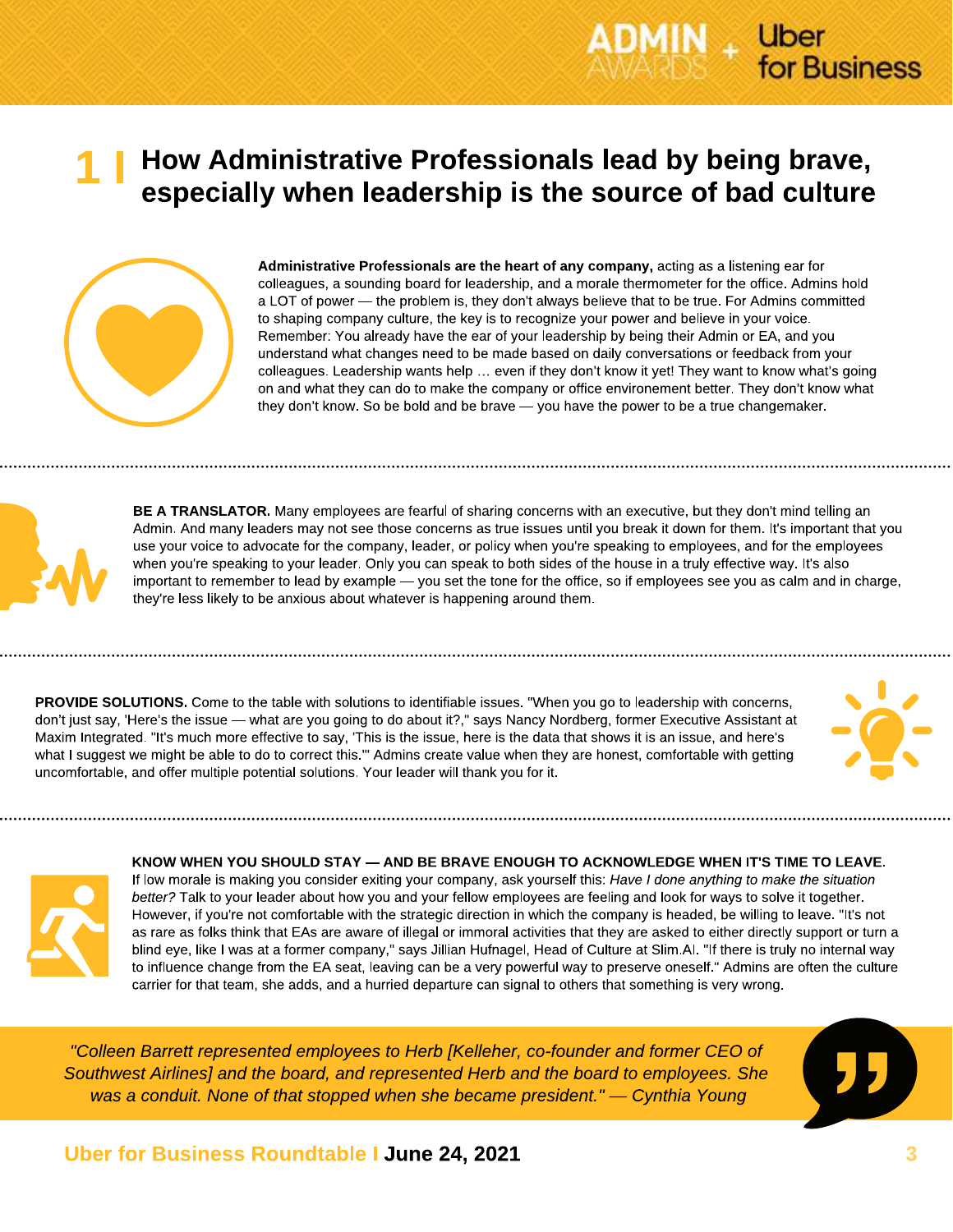# 1 | How Administrative Professionals lead by being brave, especially when leadership is the source of bad culture

**Administrative Professionals are the heart of any company,** acting as a listening ear for colleagues, a sounding board for leadership, and a morale thermometer for the office. Admins hold a LOT of power — the problem is, they don't always believe that to be true. For Admins committed to shaping company culture, the key is to recognize your power and believe in your voice. Remember: You already have the ear of your leadership by being their Admin or EA, and you understand what changes need to be made based on daily conversations or feedback from your colleagues. Leadership wants help … even if they don't know it yet! They want to know what's going on and what they can do to make the company or office environement better. They don't know what they don't know. So be bold and be brave — you have the power to be a true changemaker.

**BE A TRANSLATOR.** Many employees are fearful of sharing concerns with an executive, but they don't mind telling an Admin. And many leaders may not see those concerns as true issues until you break it down for them. It's important that you use your voice to advocate for the company, leader, or policy when you're speaking to employees, and for the employees when you're speaking to your leader. Only you can speak to both sides of the house in a truly effective way. It's also important to remember to lead by example — you set the tone for the office, so if employees see you as calm and in charge, they're less likely to be anxious about whatever is happening around them.

**PROVIDE SOLUTIONS.** Come to the table with solutions to identifiable issues. "When you go to leadership with concerns, don't just say, 'Here's the issue — what are you going to do about it?,'' says Nancy Nordberg, former Executive Assistant at Maxim Integrated. "It's much more effective to say, 'This is the issue, here is the data that shows it is an issue, and here's what I suggest we might be able to do to correct this.'" Admins create value when they are honest, comfortable with getting uncomfortable, and offer multiple potential solutions. Your leader will thank you for it.

**KNOW WHEN YOU SHOULD STAY — AND BE BRAVE ENOUGH TO ACKNOWLEDGE WHEN IT'S TIME TO LEAVE.** If low morale is making you consider exiting your company, ask yourself this: *Have I done anything to make the situation better?* Talk to your leader about how you and your fellow employees are feeling and look for ways to solve it together. However, if you're not comfortable with the strategic direction in which the company is headed, be willing to leave. "It's not as rare as folks think that EAs are aware of illegal or immoral activities that they are asked to either directly support or turn a blind eye, like I was at a former company," says Jillian Hufnagel, Head of Culture at Slim.AI. "If there is truly no internal way to influence change from the EA seat, leaving can be a very powerful way to preserve oneself." Admins are often the culture carrier for that team, she adds, and a hurried departure can signal to others that something is very wrong.

*"Colleen Barrett represented employees to Herb [Kelleher, co-founder and former CEO of Southwest Airlines] and the board, and represented Herb and the board to employees. She was a conduit. None of that stopped when she became president." — Cynthia Young*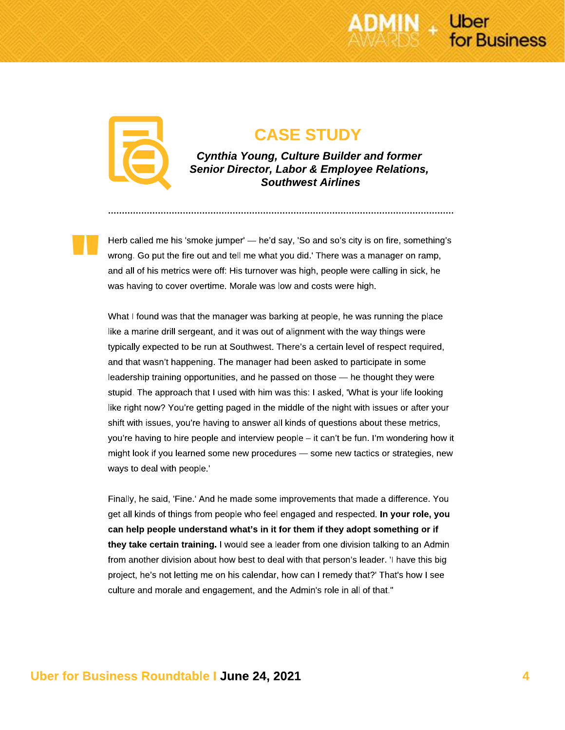## CASE STUDY

***Cynthia Young, Culture Builder and former Senior Director, Labor & Employee Relations, Southwest Airlines***

"Herb called me his 'smoke jumper' — he'd say, 'So and so's city is on fire, something's wrong. Go put the fire out and tell me what you did.' There was a manager on ramp, and all of his metrics were off: His turnover was high, people were calling in sick, he was having to cover overtime. Morale was low and costs were high.

What I found was that the manager was barking at people, he was running the place like a marine drill sergeant, and it was out of alignment with the way things were typically expected to be run at Southwest. There's a certain level of respect required, and that wasn't happening. The manager had been asked to participate in some leadership training opportunities, and he passed on those — he thought they were stupid. The approach that I used with him was this: I asked, 'What is your life looking like right now? You're getting paged in the middle of the night with issues or after your shift with issues, you're having to answer all kinds of questions about these metrics, you're having to hire people and interview people – it can't be fun. I'm wondering how it might look if you learned some new procedures — some new tactics or strategies, new ways to deal with people.'

Finally, he said, 'Fine.' And he made some improvements that made a difference. You get all kinds of things from people who feel engaged and respected. **In your role, you can help people understand what's in it for them if they adopt something or if they take certain training.** I would see a leader from one division talking to an Admin from another division about how best to deal with that person's leader. 'I have this big project, he's not letting me on his calendar, how can I remedy that?' That's how I see culture and morale and engagement, and the Admin's role in all of that."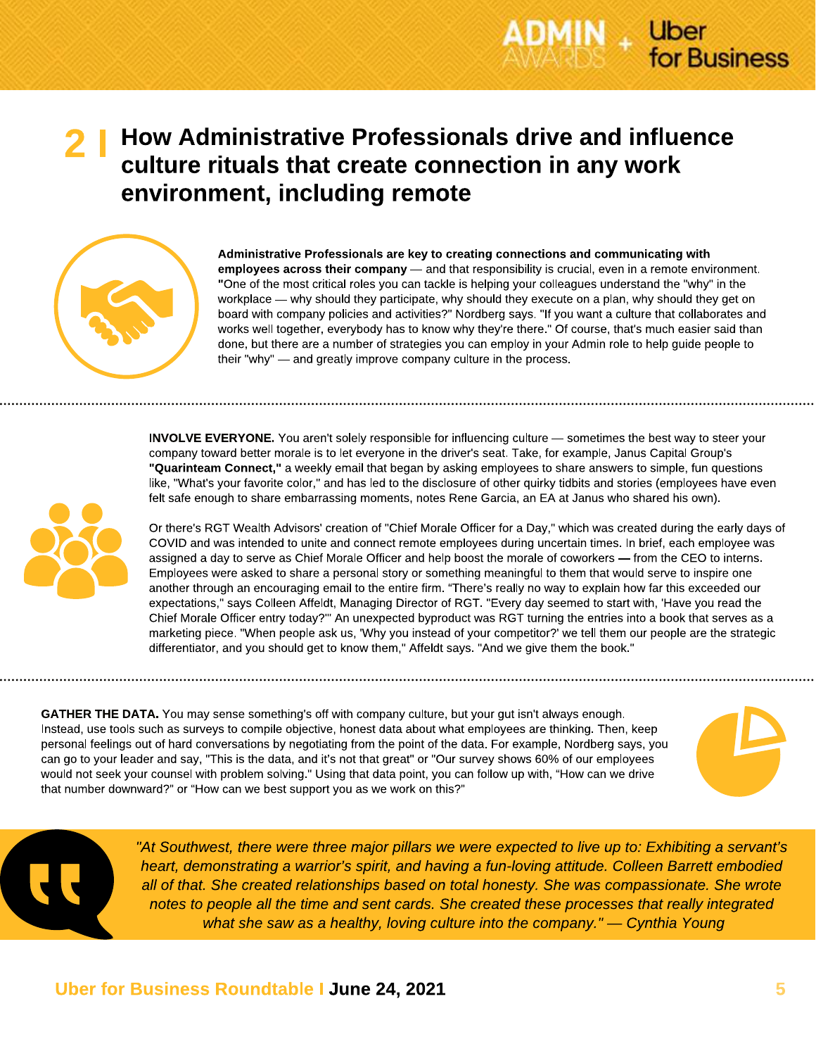## 2 I How Administrative Professionals drive and influence culture rituals that create connection in any work environment, including remote

**Administrative Professionals are key to creating connections and communicating with employees across their company** — and that responsibility is crucial, even in a remote environment. **"**One of the most critical roles you can tackle is helping your colleagues understand the "why" in the workplace — why should they participate, why should they execute on a plan, why should they get on board with company policies and activities?" Nordberg says. "If you want a culture that collaborates and works well together, everybody has to know why they're there." Of course, that's much easier said than done, but there are a number of strategies you can employ in your Admin role to help guide people to their "why" — and greatly improve company culture in the process.

**INVOLVE EVERYONE.** You aren't solely responsible for influencing culture — sometimes the best way to steer your company toward better morale is to let everyone in the driver's seat. Take, for example, Janus Capital Group's **"Quarinteam Connect,"** a weekly email that began by asking employees to share answers to simple, fun questions like, "What's your favorite color," and has led to the disclosure of other quirky tidbits and stories (employees have even felt safe enough to share embarrassing moments, notes Rene Garcia, an EA at Janus who shared his own).

Or there's RGT Wealth Advisors' creation of "Chief Morale Officer for a Day," which was created during the early days of COVID and was intended to unite and connect remote employees during uncertain times. In brief, each employee was assigned a day to serve as Chief Morale Officer and help boost the morale of coworkers **—** from the CEO to interns. Employees were asked to share a personal story or something meaningful to them that would serve to inspire one another through an encouraging email to the entire firm. "There's really no way to explain how far this exceeded our expectations," says Colleen Affeldt, Managing Director of RGT. "Every day seemed to start with, 'Have you read the Chief Morale Officer entry today?'" An unexpected byproduct was RGT turning the entries into a book that serves as a marketing piece. "When people ask us, 'Why you instead of your competitor?' we tell them our people are the strategic differentiator, and you should get to know them," Affeldt says. "And we give them the book."

**GATHER THE DATA.** You may sense something's off with company culture, but your gut isn't always enough. Instead, use tools such as surveys to compile objective, honest data about what employees are thinking. Then, keep personal feelings out of hard conversations by negotiating from the point of the data. For example, Nordberg says, you can go to your leader and say, "This is the data, and it's not that great" or "Our survey shows 60% of our employees would not seek your counsel with problem solving." Using that data point, you can follow up with, "How can we drive that number downward?" or "How can we best support you as we work on this?"

> *"At Southwest, there were three major pillars we were expected to live up to: Exhibiting a servant's heart, demonstrating a warrior's spirit, and having a fun-loving attitude. Colleen Barrett embodied all of that. She created relationships based on total honesty. She was compassionate. She wrote notes to people all the time and sent cards. She created these processes that really integrated what she saw as a healthy, loving culture into the company." — Cynthia Young*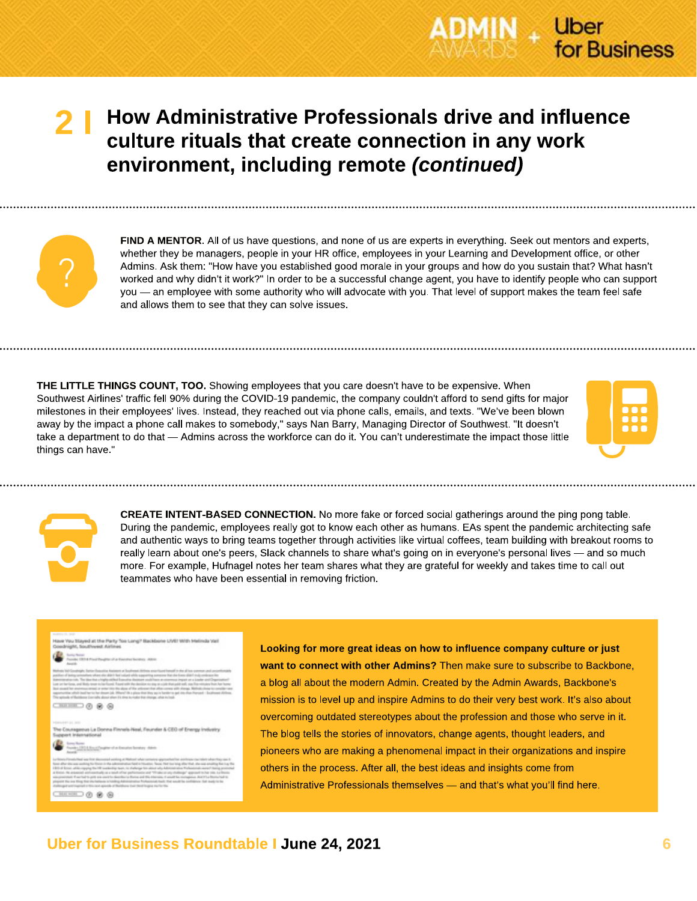## 2 I How Administrative Professionals drive and influence culture rituals that create connection in any work environment, including remote *(continued)*

**FIND A MENTOR.** All of us have questions, and none of us are experts in everything. Seek out mentors and experts, whether they be managers, people in your HR office, employees in your Learning and Development office, or other Admins. Ask them: "How have you established good morale in your groups and how do you sustain that? What hasn't worked and why didn't it work?" In order to be a successful change agent, you have to identify people who can support you — an employee with some authority who will advocate with you. That level of support makes the team feel safe and allows them to see that they can solve issues.

**THE LITTLE THINGS COUNT, TOO.** Showing employees that you care doesn't have to be expensive. When Southwest Airlines' traffic fell 90% during the COVID-19 pandemic, the company couldn't afford to send gifts for major milestones in their employees' lives. Instead, they reached out via phone calls, emails, and texts. "We've been blown away by the impact a phone call makes to somebody," says Nan Barry, Managing Director of Southwest. "It doesn't take a department to do that — Admins across the workforce can do it. You can't underestimate the impact those little things can have."

**CREATE INTENT-BASED CONNECTION.** No more fake or forced social gatherings around the ping pong table. During the pandemic, employees really got to know each other as humans. EAs spent the pandemic architecting safe and authentic ways to bring teams together through activities like virtual coffees, team building with breakout rooms to really learn about one's peers, Slack channels to share what's going on in everyone's personal lives — and so much more. For example, Hufnagel notes her team shares what they are grateful for weekly and takes time to call out teammates who have been essential in removing friction.

**Looking for more great ideas on how to influence company culture or just want to connect with other Admins?** Then make sure to subscribe to Backbone, a blog all about the modern Admin. Created by the Admin Awards, Backbone's mission is to level up and inspire Admins to do their very best work. It's also about overcoming outdated stereotypes about the profession and those who serve in it. The blog tells the stories of innovators, change agents, thought leaders, and pioneers who are making a phenomenal impact in their organizations and inspire others in the process. After all, the best ideas and insights come from Administrative Professionals themselves — and that's what you'll find here.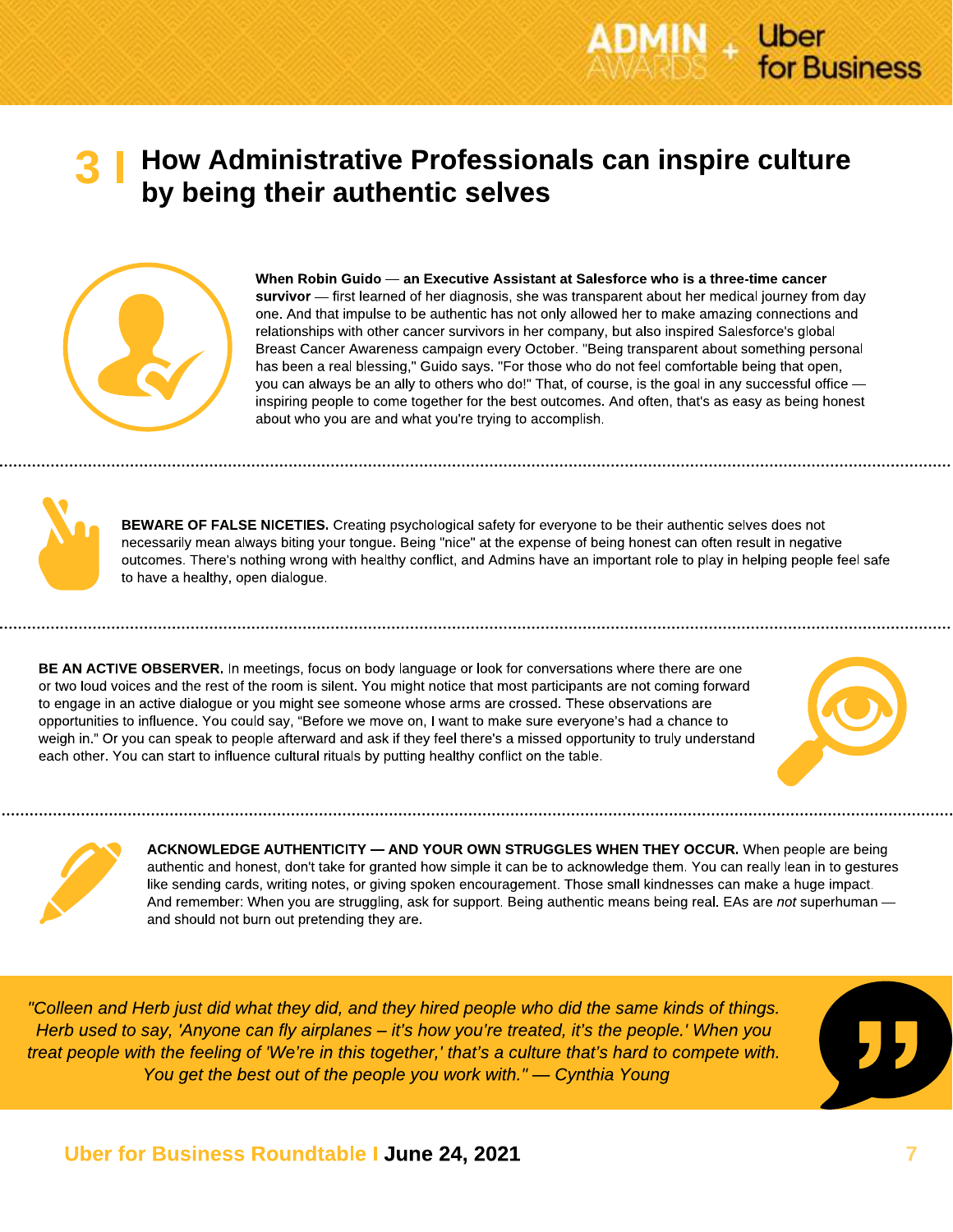# 3 | How Administrative Professionals can inspire culture by being their authentic selves

**When Robin Guido — an Executive Assistant at Salesforce who is a three-time cancer survivor** — first learned of her diagnosis, she was transparent about her medical journey from day one. And that impulse to be authentic has not only allowed her to make amazing connections and relationships with other cancer survivors in her company, but also inspired Salesforce's global Breast Cancer Awareness campaign every October. "Being transparent about something personal has been a real blessing," Guido says. "For those who do not feel comfortable being that open, you can always be an ally to others who do!" That, of course, is the goal in any successful office — inspiring people to come together for the best outcomes. And often, that's as easy as being honest about who you are and what you're trying to accomplish.

**BEWARE OF FALSE NICETIES.** Creating psychological safety for everyone to be their authentic selves does not necessarily mean always biting your tongue. Being "nice" at the expense of being honest can often result in negative outcomes. There's nothing wrong with healthy conflict, and Admins have an important role to play in helping people feel safe to have a healthy, open dialogue.

**BE AN ACTIVE OBSERVER.** In meetings, focus on body language or look for conversations where there are one or two loud voices and the rest of the room is silent. You might notice that most participants are not coming forward to engage in an active dialogue or you might see someone whose arms are crossed. These observations are opportunities to influence. You could say, "Before we move on, I want to make sure everyone's had a chance to weigh in." Or you can speak to people afterward and ask if they feel there's a missed opportunity to truly understand each other. You can start to influence cultural rituals by putting healthy conflict on the table.

**ACKNOWLEDGE AUTHENTICITY — AND YOUR OWN STRUGGLES WHEN THEY OCCUR.** When people are being authentic and honest, don't take for granted how simple it can be to acknowledge them. You can really lean in to gestures like sending cards, writing notes, or giving spoken encouragement. Those small kindnesses can make a huge impact. And remember: When you are struggling, ask for support. Being authentic means being real. EAs are *not* superhuman — and should not burn out pretending they are.

> *"Colleen and Herb just did what they did, and they hired people who did the same kinds of things. Herb used to say, 'Anyone can fly airplanes – it's how you're treated, it's the people.' When you treat people with the feeling of 'We're in this together,' that's a culture that's hard to compete with. You get the best out of the people you work with." — Cynthia Young*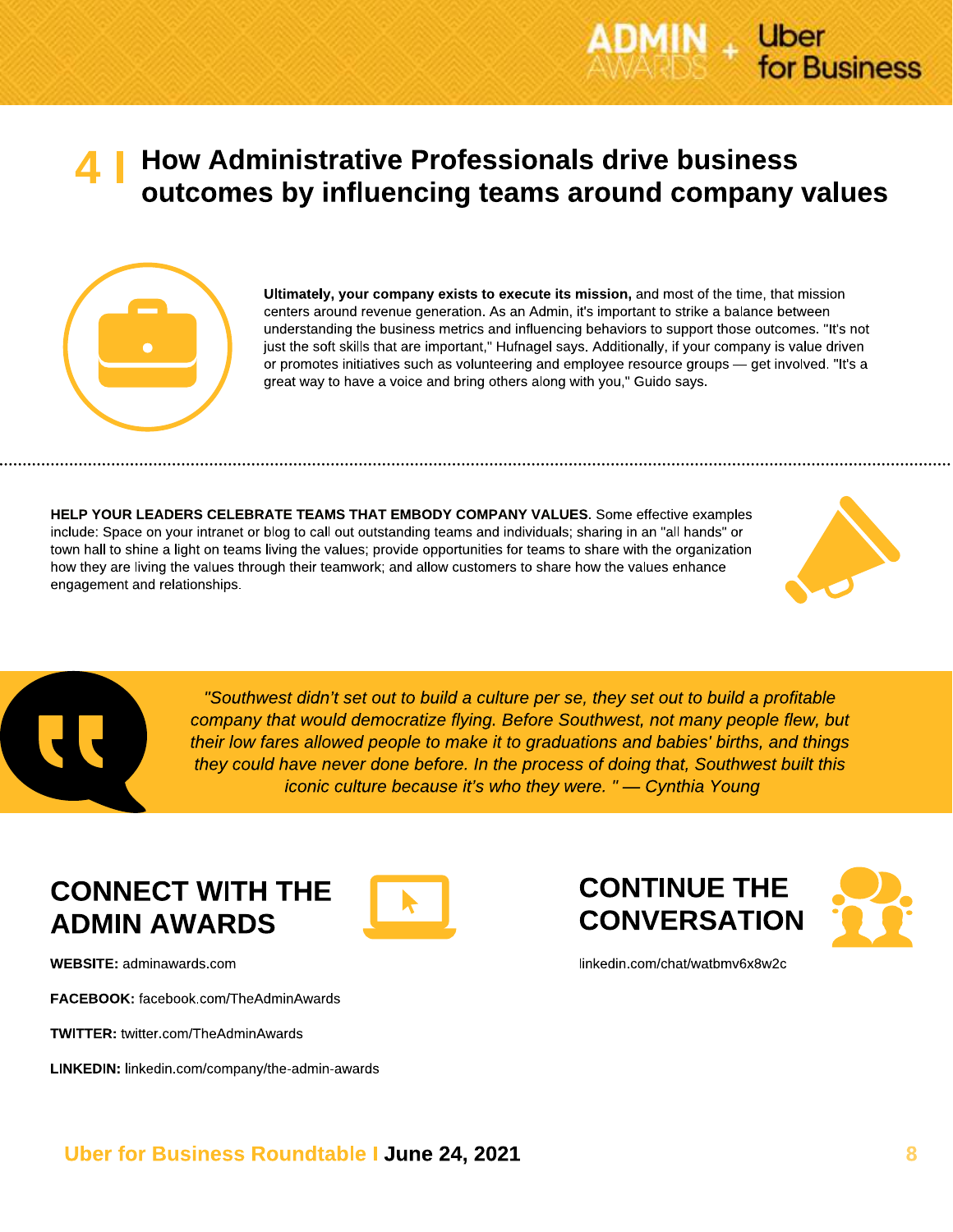## 4 | How Administrative Professionals drive business outcomes by influencing teams around company values

**Ultimately, your company exists to execute its mission,** and most of the time, that mission centers around revenue generation. As an Admin, it's important to strike a balance between understanding the business metrics and influencing behaviors to support those outcomes. "It's not just the soft skills that are important," Hufnagel says. Additionally, if your company is value driven or promotes initiatives such as volunteering and employee resource groups — get involved. "It's a great way to have a voice and bring others along with you," Guido says.

**HELP YOUR LEADERS CELEBRATE TEAMS THAT EMBODY COMPANY VALUES.** Some effective examples include: Space on your intranet or blog to call out outstanding teams and individuals; sharing in an "all hands" or town hall to shine a light on teams living the values; provide opportunities for teams to share with the organization how they are living the values through their teamwork; and allow customers to share how the values enhance engagement and relationships.

> *"Southwest didn't set out to build a culture per se, they set out to build a profitable company that would democratize flying. Before Southwest, not many people flew, but their low fares allowed people to make it to graduations and babies' births, and things they could have never done before. In the process of doing that, Southwest built this iconic culture because it's who they were. " — Cynthia Young*

### CONNECT WITH THE ADMIN AWARDS

**WEBSITE:** adminawards.com

**FACEBOOK:** facebook.com/TheAdminAwards

**TWITTER:** twitter.com/TheAdminAwards

**LINKEDIN:** linkedin.com/company/the-admin-awards

### CONTINUE THE CONVERSATION

linkedin.com/chat/watbmv6x8w2c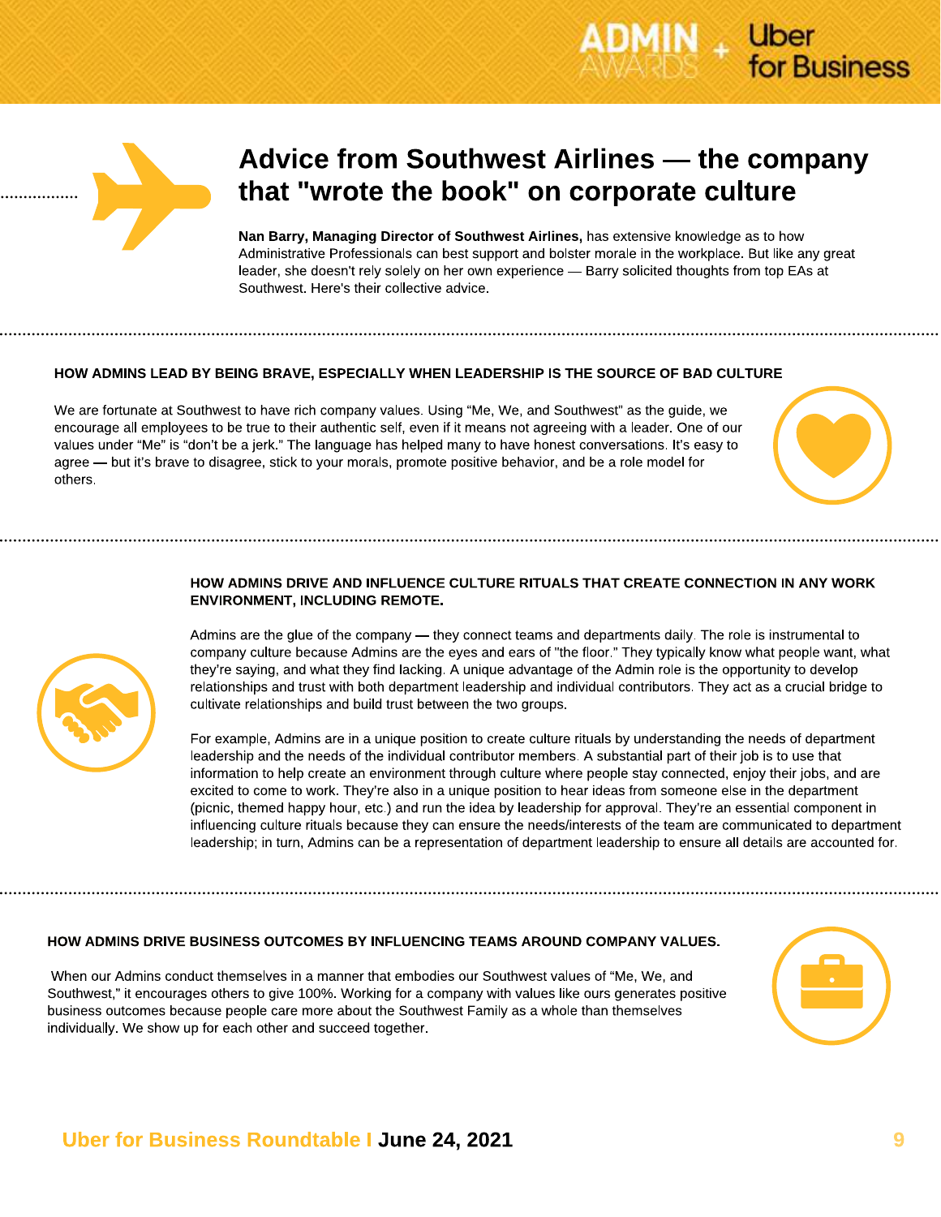# Advice from Southwest Airlines — the company that "wrote the book" on corporate culture

**Nan Barry, Managing Director of Southwest Airlines,** has extensive knowledge as to how Administrative Professionals can best support and bolster morale in the workplace. But like any great leader, she doesn't rely solely on her own experience — Barry solicited thoughts from top EAs at Southwest. Here's their collective advice.

## HOW ADMINS LEAD BY BEING BRAVE, ESPECIALLY WHEN LEADERSHIP IS THE SOURCE OF BAD CULTURE

We are fortunate at Southwest to have rich company values. Using "Me, We, and Southwest" as the guide, we encourage all employees to be true to their authentic self, even if it means not agreeing with a leader. One of our values under "Me" is "don't be a jerk." The language has helped many to have honest conversations. It's easy to agree — but it's brave to disagree, stick to your morals, promote positive behavior, and be a role model for others.

## HOW ADMINS DRIVE AND INFLUENCE CULTURE RITUALS THAT CREATE CONNECTION IN ANY WORK ENVIRONMENT, INCLUDING REMOTE.

Admins are the glue of the company — they connect teams and departments daily. The role is instrumental to company culture because Admins are the eyes and ears of "the floor." They typically know what people want, what they're saying, and what they find lacking. A unique advantage of the Admin role is the opportunity to develop relationships and trust with both department leadership and individual contributors. They act as a crucial bridge to cultivate relationships and build trust between the two groups.

For example, Admins are in a unique position to create culture rituals by understanding the needs of department leadership and the needs of the individual contributor members. A substantial part of their job is to use that information to help create an environment through culture where people stay connected, enjoy their jobs, and are excited to come to work. They're also in a unique position to hear ideas from someone else in the department (picnic, themed happy hour, etc.) and run the idea by leadership for approval. They're an essential component in influencing culture rituals because they can ensure the needs/interests of the team are communicated to department leadership; in turn, Admins can be a representation of department leadership to ensure all details are accounted for.

## HOW ADMINS DRIVE BUSINESS OUTCOMES BY INFLUENCING TEAMS AROUND COMPANY VALUES.

When our Admins conduct themselves in a manner that embodies our Southwest values of "Me, We, and Southwest," it encourages others to give 100%. Working for a company with values like ours generates positive business outcomes because people care more about the Southwest Family as a whole than themselves individually. We show up for each other and succeed together.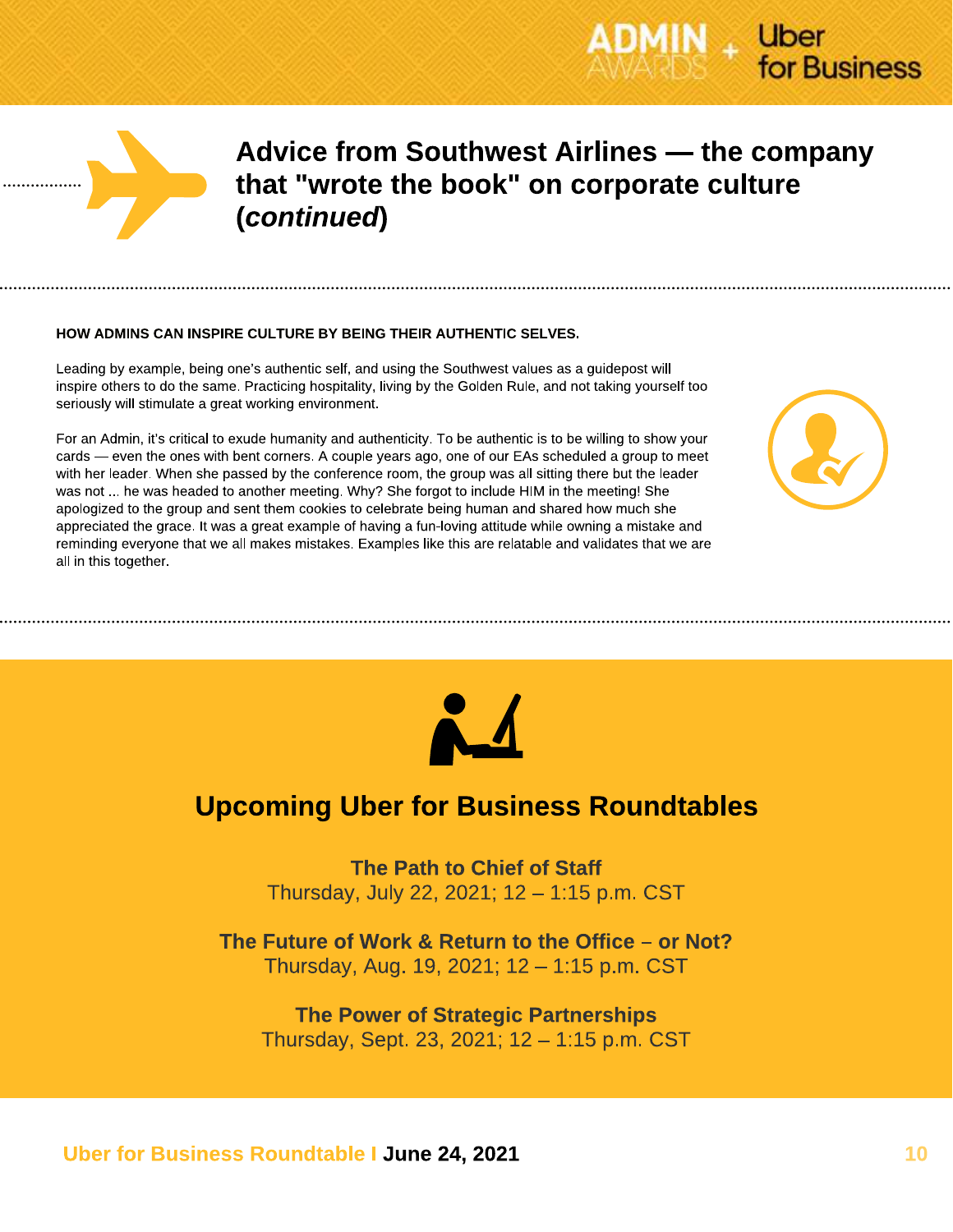# Advice from Southwest Airlines — the company that "wrote the book" on corporate culture (*continued*)

**HOW ADMINS CAN INSPIRE CULTURE BY BEING THEIR AUTHENTIC SELVES.**

Leading by example, being one's authentic self, and using the Southwest values as a guidepost will inspire others to do the same. Practicing hospitality, living by the Golden Rule, and not taking yourself too seriously will stimulate a great working environment.

For an Admin, it's critical to exude humanity and authenticity. To be authentic is to be willing to show your cards — even the ones with bent corners. A couple years ago, one of our EAs scheduled a group to meet with her leader. When she passed by the conference room, the group was all sitting there but the leader was not ... he was headed to another meeting. Why? She forgot to include HIM in the meeting! She apologized to the group and sent them cookies to celebrate being human and shared how much she appreciated the grace. It was a great example of having a fun-loving attitude while owning a mistake and reminding everyone that we all makes mistakes. Examples like this are relatable and validates that we are all in this together.

## Upcoming Uber for Business Roundtables

**The Path to Chief of Staff**
Thursday, July 22, 2021; 12 – 1:15 p.m. CST

**The Future of Work & Return to the Office – or Not?**
Thursday, Aug. 19, 2021; 12 – 1:15 p.m. CST

**The Power of Strategic Partnerships**
Thursday, Sept. 23, 2021; 12 – 1:15 p.m. CST